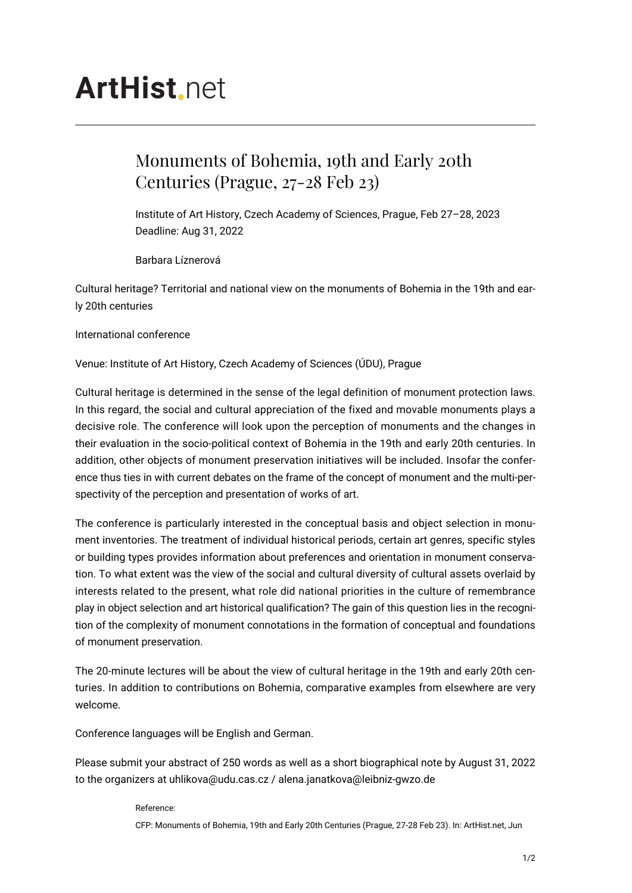ArtHist.net

# Monuments of Bohemia, 19th and Early 20th Centuries (Prague, 27-28 Feb 23)

Institute of Art History, Czech Academy of Sciences, Prague, Feb 27–28, 2023
Deadline: Aug 31, 2022

Barbara Líznerová

Cultural heritage? Territorial and national view on the monuments of Bohemia in the 19th and early 20th centuries

International conference

Venue: Institute of Art History, Czech Academy of Sciences (ÚDU), Prague

Cultural heritage is determined in the sense of the legal definition of monument protection laws. In this regard, the social and cultural appreciation of the fixed and movable monuments plays a decisive role. The conference will look upon the perception of monuments and the changes in their evaluation in the socio-political context of Bohemia in the 19th and early 20th centuries. In addition, other objects of monument preservation initiatives will be included. Insofar the conference thus ties in with current debates on the frame of the concept of monument and the multi-perspectivity of the perception and presentation of works of art.

The conference is particularly interested in the conceptual basis and object selection in monument inventories. The treatment of individual historical periods, certain art genres, specific styles or building types provides information about preferences and orientation in monument conservation. To what extent was the view of the social and cultural diversity of cultural assets overlaid by interests related to the present, what role did national priorities in the culture of remembrance play in object selection and art historical qualification? The gain of this question lies in the recognition of the complexity of monument connotations in the formation of conceptual and foundations of monument preservation.

The 20-minute lectures will be about the view of cultural heritage in the 19th and early 20th centuries. In addition to contributions on Bohemia, comparative examples from elsewhere are very welcome.

Conference languages will be English and German.

Please submit your abstract of 250 words as well as a short biographical note by August 31, 2022 to the organizers at uhlikova@udu.cas.cz / alena.janatkova@leibniz-gwzo.de

Reference:

CFP: Monuments of Bohemia, 19th and Early 20th Centuries (Prague, 27-28 Feb 23). In: ArtHist.net, Jun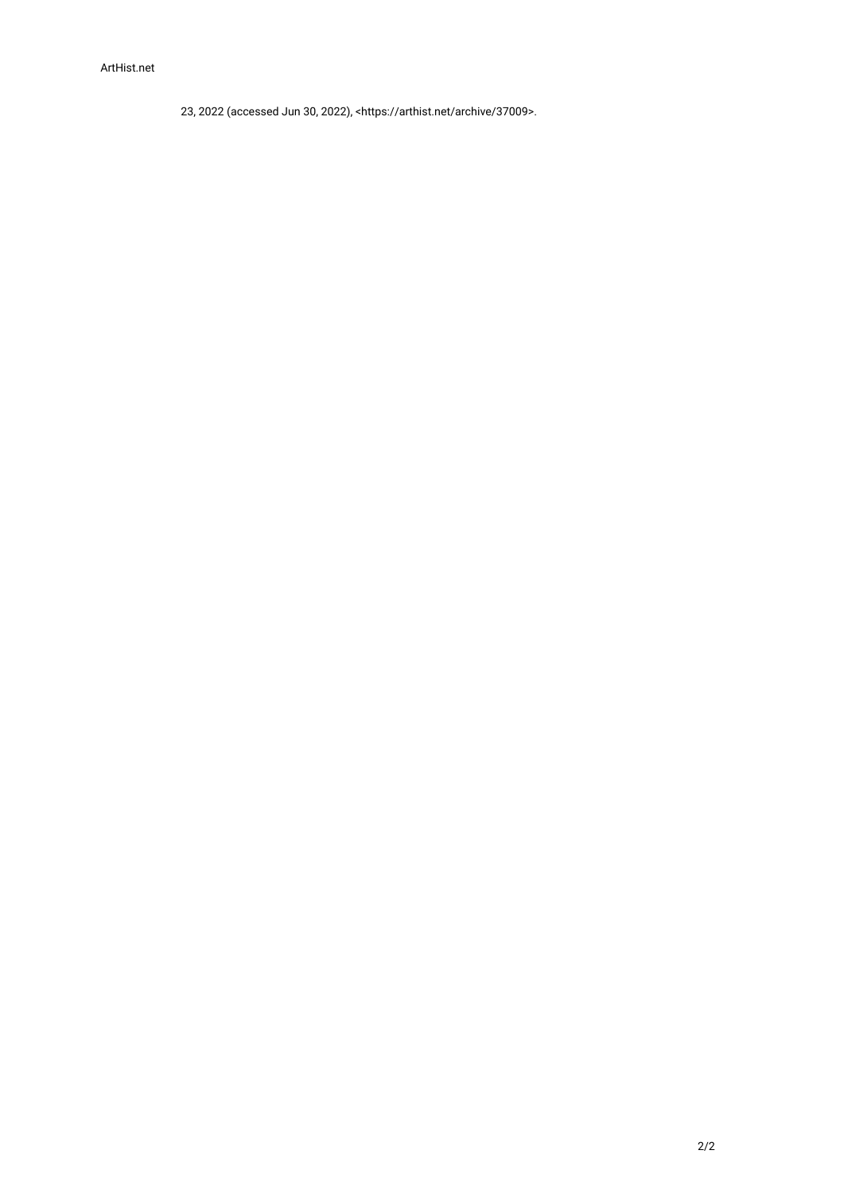23, 2022 (accessed Jun 30, 2022), <https://arthist.net/archive/37009>.